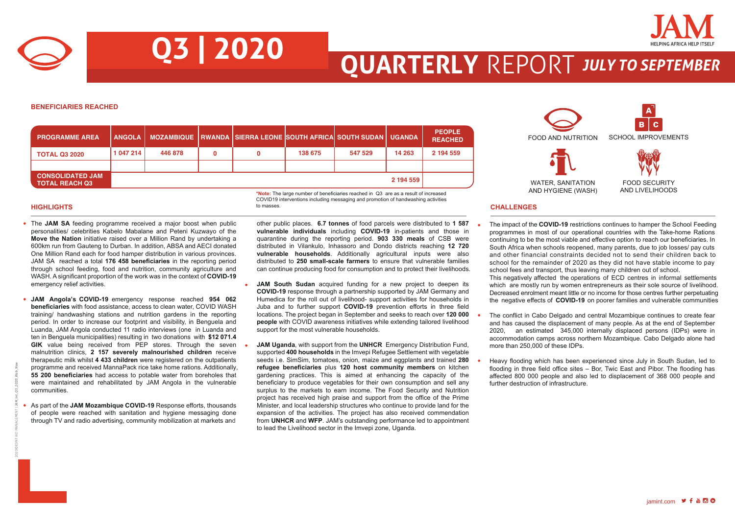# Q3 | 2020 QUARTERLY REPORT *JULY TO SEPTEMBER*

JAM — HELPING AFRICA HELP ITSELF

## BENEFICIARIES REACHED

| PROGRAMME AREA | ANGOLA | MOZAMBIQUE | RWANDA | SIERRA LEONE | SOUTH AFRICA | SOUTH SUDAN | UGANDA | PEOPLE REACHED |
|---|---|---|---|---|---|---|---|---|
| TOTAL Q3 2020 | 1 047 214 | 446 878 | 0 | 0 | 138 675 | 547 529 | 14 263 | 2 194 559 |
| | | | | | | | | |
| CONSOLIDATED JAM TOTAL REACH Q3 | | | | | | | 2 194 559 | |

*Note: The large number of beneficiaries reached in Q3 are as a result of increased COVID19 interventions including messaging and promotion of handwashing activities to masses.

FOOD AND NUTRITION · SCHOOL IMPROVEMENTS · WATER, SANITATION AND HYGIENE (WASH) · FOOD SECURITY AND LIVELIHOODS

## HIGHLIGHTS

- The **JAM SA** feeding programme received a major boost when public personalities/ celebrities Kabelo Mabalane and Peteni Kuzwayo of the **Move the Nation** initiative raised over a Million Rand by undertaking a 600km run from Gauteng to Durban. In addition, ABSA and AECI donated One Million Rand each for food hamper distribution in various provinces. JAM SA reached a total **176 458 beneficiaries** in the reporting period through school feeding, food and nutrition, community agriculture and WASH. A significant proportion of the work was in the context of **COVID-19** emergency relief activities.

- **JAM Angola's COVID-19** emergency response reached **954 062 beneficiaries** with food assistance, access to clean water, COVID WASH training/ handwashing stations and nutrition gardens in the reporting period. In order to increase our footprint and visibility, in Benguela and Luanda, JAM Angola conducted 11 radio interviews (one in Luanda and ten in Benguela municipalities) resulting in two donations with **$12 071.4 GIK** value being received from PEP stores. Through the seven malnutrition clinics, **2 157 severely malnourished children** receive therapeutic milk whilst **4 433 children** were registered on the outpatients programme and received MannaPack rice take home rations. Additionally, **55 200 beneficiaries** had access to potable water from boreholes that were maintained and rehabilitated by JAM Angola in the vulnerable communities.

- As part of the **JAM Mozambique COVID-19** Response efforts, thousands of people were reached with sanitation and hygiene messaging done through TV and radio advertising, community mobilization at markets and other public places. **6.7 tonnes** of food parcels were distributed to **1 587 vulnerable individuals** including **COVID-19** in-patients and those in quarantine during the reporting period. **903 330 meals** of CSB were distributed in Vilankulo, Inhassoro and Dondo districts reaching **12 720 vulnerable households**. Additionally agricultural inputs were also distributed to **250 small-scale farmers** to ensure that vulnerable families can continue producing food for consumption and to protect their livelihoods.

- **JAM South Sudan** acquired funding for a new project to deepen its **COVID-19** response through a partnership supported by JAM Germany and Humedica for the roll out of livelihood- support activities for households in Juba and to further support **COVID-19** prevention efforts in three field locations. The project began in September and seeks to reach over **120 000 people** with COVID awareness initiatives while extending tailored livelihood support for the most vulnerable households.

- **JAM Uganda**, with support from the **UNHCR** Emergency Distribution Fund, supported **400 households** in the Imvepi Refugee Settlement with vegetable seeds i.e. SimSim, tomatoes, onion, maize and eggplants and trained **280 refugee beneficiaries** plus **120 host community members** on kitchen gardening practices. This is aimed at enhancing the capacity of the beneficiary to produce vegetables for their own consumption and sell any surplus to the markets to earn income. The Food Security and Nutrition project has received high praise and support from the office of the Prime Minister, and local leadership structures who continue to provide land for the expansion of the activities. The project has also received commendation from **UNHCR** and **WFP**. JAM's outstanding performance led to appointment to lead the Livelihood sector in the Imvepi zone, Uganda.

## CHALLENGES

- The impact of the **COVID-19** restrictions continues to hamper the School Feeding programmes in most of our operational countries with the Take-home Rations continuing to be the most viable and effective option to reach our beneficiaries. In South Africa when schools reopened, many parents, due to job losses/ pay cuts and other financial constraints decided not to send their children back to school for the remainder of 2020 as they did not have stable income to pay school fees and transport, thus leaving many children out of school.
  This negatively affected the operations of ECD centres in informal settlements which are mostly run by women entrepreneurs as their sole source of livelihood. Decreased enrolment meant little or no income for those centres further perpetuating the negative effects of **COVID-19** on poorer families and vulnerable communities

- The conflict in Cabo Delgado and central Mozambique continues to create fear and has caused the displacement of many people. As at the end of September 2020, an estimated 345,000 internally displaced persons (IDPs) were in accommodation camps across northern Mozambique. Cabo Delgado alone had more than 250,000 of these IDPs.

- Heavy flooding which has been experienced since July in South Sudan, led to flooding in three field office sites – Bor, Twic East and Pibor. The flooding has affected 800 000 people and also led to displacement of 368 000 people and further destruction of infrastructure.

jamint.com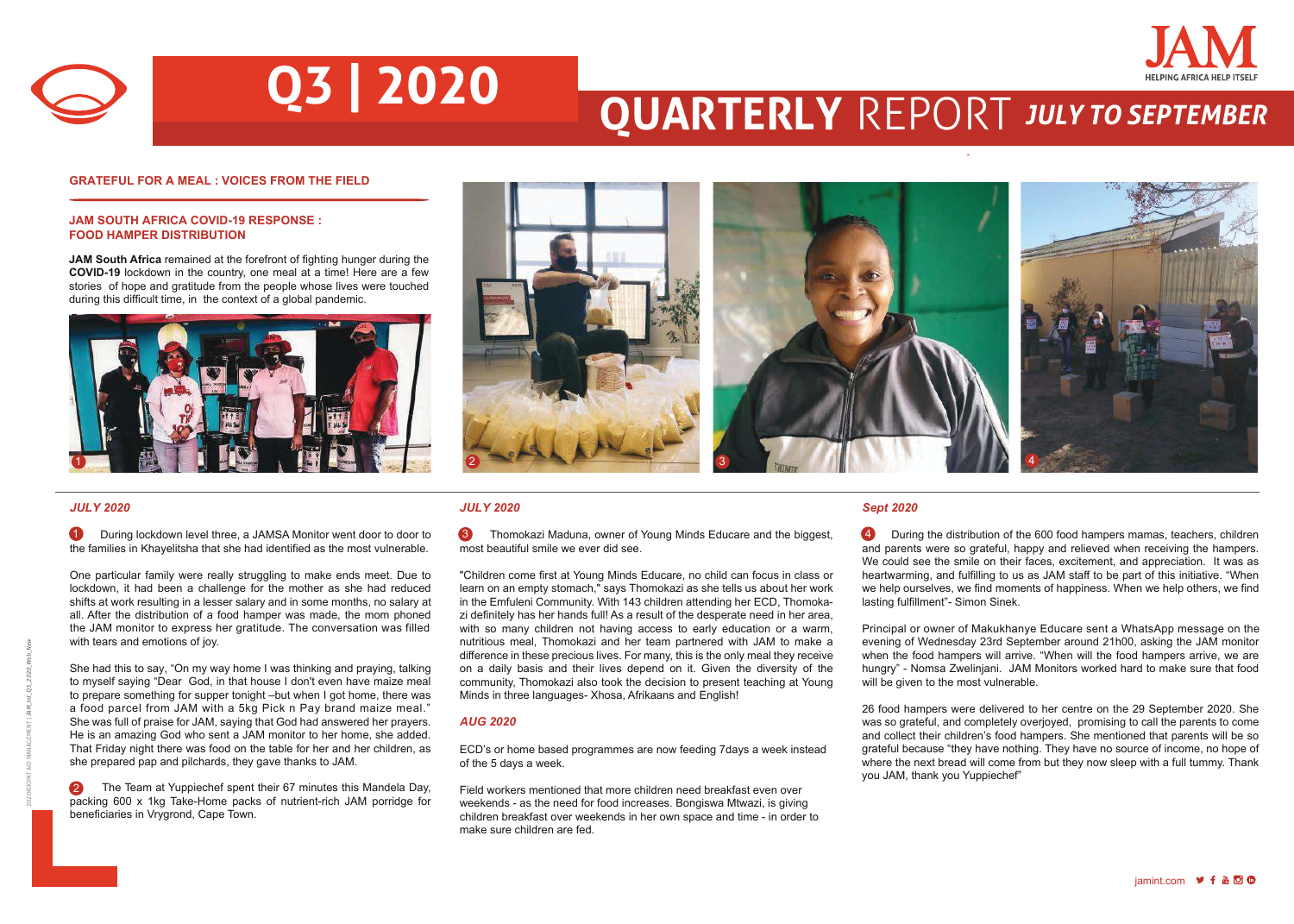# Q3 | 2020

# QUARTERLY REPORT *JULY TO SEPTEMBER*

JAM — HELPING AFRICA HELP ITSELF

## GRATEFUL FOR A MEAL : VOICES FROM THE FIELD

### JAM SOUTH AFRICA COVID-19 RESPONSE : FOOD HAMPER DISTRIBUTION

**JAM South Africa** remained at the forefront of fighting hunger during the **COVID-19** lockdown in the country, one meal at a time! Here are a few stories of hope and gratitude from the people whose lives were touched during this difficult time, in the context of a global pandemic.

1 2 3 4

### *JULY 2020*

1 During lockdown level three, a JAMSA Monitor went door to door to the families in Khayelitsha that she had identified as the most vulnerable.

One particular family were really struggling to make ends meet. Due to lockdown, it had been a challenge for the mother as she had reduced shifts at work resulting in a lesser salary and in some months, no salary at all. After the distribution of a food hamper was made, the mom phoned the JAM monitor to express her gratitude. The conversation was filled with tears and emotions of joy.

She had this to say, "On my way home I was thinking and praying, talking to myself saying "Dear God, in that house I don't even have maize meal to prepare something for supper tonight –but when I got home, there was a food parcel from JAM with a 5kg Pick n Pay brand maize meal." She was full of praise for JAM, saying that God had answered her prayers. He is an amazing God who sent a JAM monitor to her home, she added. That Friday night there was food on the table for her and her children, as she prepared pap and pilchards, they gave thanks to JAM.

2 The Team at Yuppiechef spent their 67 minutes this Mandela Day, packing 600 x 1kg Take-Home packs of nutrient-rich JAM porridge for beneficiaries in Vrygrond, Cape Town.

### *JULY 2020*

3 Thomokazi Maduna, owner of Young Minds Educare and the biggest, most beautiful smile we ever did see.

"Children come first at Young Minds Educare, no child can focus in class or learn on an empty stomach," says Thomokazi as she tells us about her work in the Emfuleni Community. With 143 children attending her ECD, Thomokazi definitely has her hands full! As a result of the desperate need in her area, with so many children not having access to early education or a warm, nutritious meal, Thomokazi and her team partnered with JAM to make a difference in these precious lives. For many, this is the only meal they receive on a daily basis and their lives depend on it. Given the diversity of the community, Thomokazi also took the decision to present teaching at Young Minds in three languages- Xhosa, Afrikaans and English!

### *AUG 2020*

ECD's or home based programmes are now feeding 7days a week instead of the 5 days a week.

Field workers mentioned that more children need breakfast even over weekends - as the need for food increases. Bongiswa Mtwazi, is giving children breakfast over weekends in her own space and time - in order to make sure children are fed.

### *Sept 2020*

4 During the distribution of the 600 food hampers mamas, teachers, children and parents were so grateful, happy and relieved when receiving the hampers. We could see the smile on their faces, excitement, and appreciation. It was as heartwarming, and fulfilling to us as JAM staff to be part of this initiative. "When we help ourselves, we find moments of happiness. When we help others, we find lasting fulfillment"- Simon Sinek.

Principal or owner of Makukhanye Educare sent a WhatsApp message on the evening of Wednesday 23rd September around 21h00, asking the JAM monitor when the food hampers will arrive. "When will the food hampers arrive, we are hungry" - Nomsa Zwelinjani. JAM Monitors worked hard to make sure that food will be given to the most vulnerable.

26 food hampers were delivered to her centre on the 29 September 2020. She was so grateful, and completely overjoyed, promising to call the parents to come and collect their children's food hampers. She mentioned that parents will be so grateful because "they have nothing. They have no source of income, no hope of where the next bread will come from but they now sleep with a full tummy. Thank you JAM, thank you Yuppiechef"

jamint.com